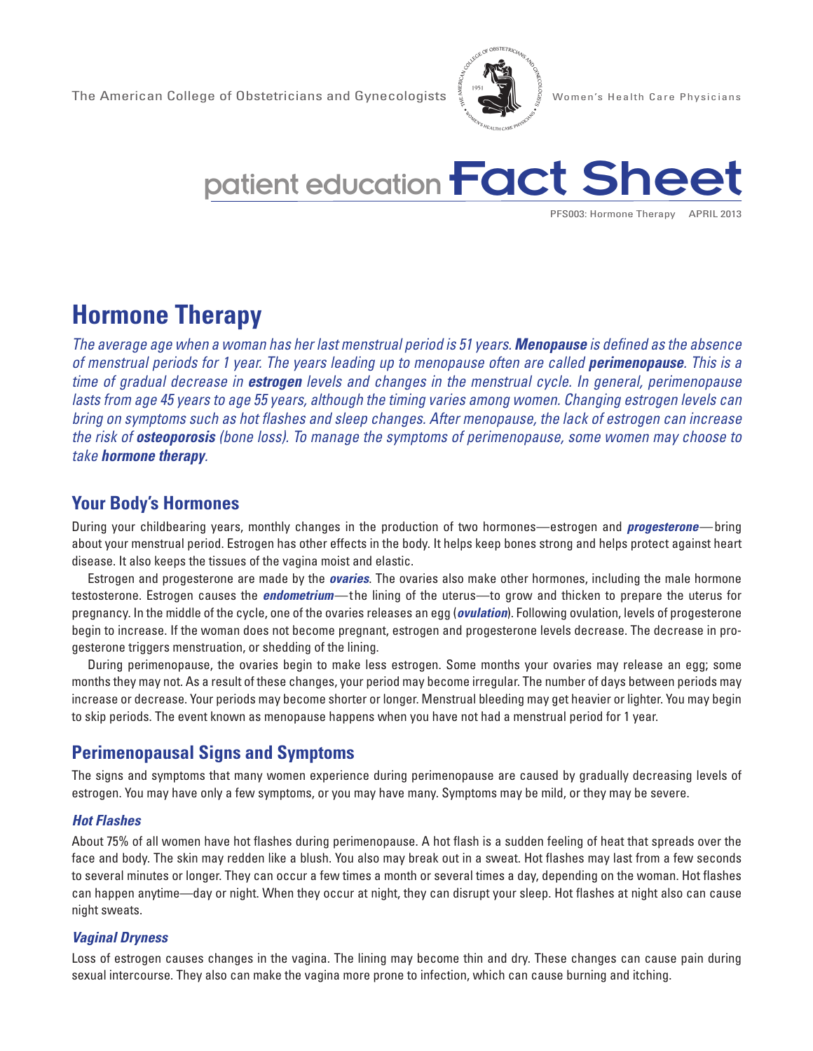The American College of Obstetricians and Gynecologists — Women's Health Care Physicians

patient education **Fact Sheet**

PFS003: Hormone Therapy APRIL 2013

# Hormone Therapy

*The average age when a woman has her last menstrual period is 51 years.* ***Menopause*** *is defined as the absence of menstrual periods for 1 year. The years leading up to menopause often are called* ***perimenopause****. This is a time of gradual decrease in* ***estrogen*** *levels and changes in the menstrual cycle. In general, perimenopause lasts from age 45 years to age 55 years, although the timing varies among women. Changing estrogen levels can bring on symptoms such as hot flashes and sleep changes. After menopause, the lack of estrogen can increase the risk of* ***osteoporosis*** *(bone loss). To manage the symptoms of perimenopause, some women may choose to take* ***hormone therapy****.*

## Your Body's Hormones

During your childbearing years, monthly changes in the production of two hormones—estrogen and ***progesterone***—bring about your menstrual period. Estrogen has other effects in the body. It helps keep bones strong and helps protect against heart disease. It also keeps the tissues of the vagina moist and elastic.

Estrogen and progesterone are made by the ***ovaries***. The ovaries also make other hormones, including the male hormone testosterone. Estrogen causes the ***endometrium***—the lining of the uterus—to grow and thicken to prepare the uterus for pregnancy. In the middle of the cycle, one of the ovaries releases an egg (***ovulation***). Following ovulation, levels of progesterone begin to increase. If the woman does not become pregnant, estrogen and progesterone levels decrease. The decrease in progesterone triggers menstruation, or shedding of the lining.

During perimenopause, the ovaries begin to make less estrogen. Some months your ovaries may release an egg; some months they may not. As a result of these changes, your period may become irregular. The number of days between periods may increase or decrease. Your periods may become shorter or longer. Menstrual bleeding may get heavier or lighter. You may begin to skip periods. The event known as menopause happens when you have not had a menstrual period for 1 year.

## Perimenopausal Signs and Symptoms

The signs and symptoms that many women experience during perimenopause are caused by gradually decreasing levels of estrogen. You may have only a few symptoms, or you may have many. Symptoms may be mild, or they may be severe.

### *Hot Flashes*

About 75% of all women have hot flashes during perimenopause. A hot flash is a sudden feeling of heat that spreads over the face and body. The skin may redden like a blush. You also may break out in a sweat. Hot flashes may last from a few seconds to several minutes or longer. They can occur a few times a month or several times a day, depending on the woman. Hot flashes can happen anytime—day or night. When they occur at night, they can disrupt your sleep. Hot flashes at night also can cause night sweats.

### *Vaginal Dryness*

Loss of estrogen causes changes in the vagina. The lining may become thin and dry. These changes can cause pain during sexual intercourse. They also can make the vagina more prone to infection, which can cause burning and itching.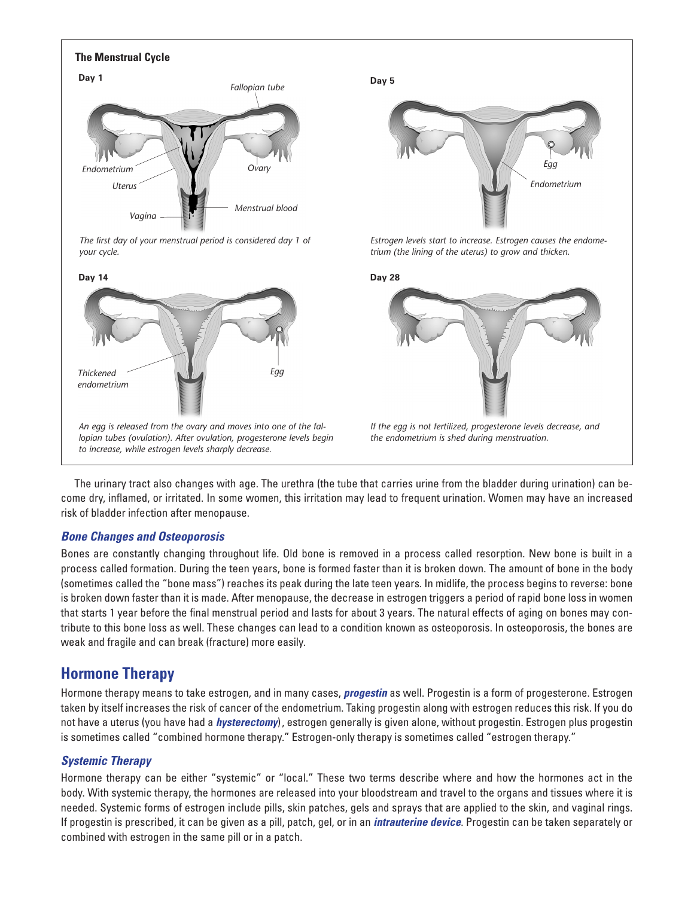**The Menstrual Cycle**

**Day 1**

*The first day of your menstrual period is considered day 1 of your cycle.*

**Day 5**

*Estrogen levels start to increase. Estrogen causes the endometrium (the lining of the uterus) to grow and thicken.*

**Day 14**

*An egg is released from the ovary and moves into one of the fallopian tubes (ovulation). After ovulation, progesterone levels begin to increase, while estrogen levels sharply decrease.*

**Day 28**

*If the egg is not fertilized, progesterone levels decrease, and the endometrium is shed during menstruation.*

The urinary tract also changes with age. The urethra (the tube that carries urine from the bladder during urination) can become dry, inflamed, or irritated. In some women, this irritation may lead to frequent urination. Women may have an increased risk of bladder infection after menopause.

### *Bone Changes and Osteoporosis*

Bones are constantly changing throughout life. Old bone is removed in a process called resorption. New bone is built in a process called formation. During the teen years, bone is formed faster than it is broken down. The amount of bone in the body (sometimes called the "bone mass") reaches its peak during the late teen years. In midlife, the process begins to reverse: bone is broken down faster than it is made. After menopause, the decrease in estrogen triggers a period of rapid bone loss in women that starts 1 year before the final menstrual period and lasts for about 3 years. The natural effects of aging on bones may contribute to this bone loss as well. These changes can lead to a condition known as osteoporosis. In osteoporosis, the bones are weak and fragile and can break (fracture) more easily.

## Hormone Therapy

Hormone therapy means to take estrogen, and in many cases, ***progestin*** as well. Progestin is a form of progesterone. Estrogen taken by itself increases the risk of cancer of the endometrium. Taking progestin along with estrogen reduces this risk. If you do not have a uterus (you have had a ***hysterectomy***), estrogen generally is given alone, without progestin. Estrogen plus progestin is sometimes called "combined hormone therapy." Estrogen-only therapy is sometimes called "estrogen therapy."

### *Systemic Therapy*

Hormone therapy can be either "systemic" or "local." These two terms describe where and how the hormones act in the body. With systemic therapy, the hormones are released into your bloodstream and travel to the organs and tissues where it is needed. Systemic forms of estrogen include pills, skin patches, gels and sprays that are applied to the skin, and vaginal rings. If progestin is prescribed, it can be given as a pill, patch, gel, or in an ***intrauterine device***. Progestin can be taken separately or combined with estrogen in the same pill or in a patch.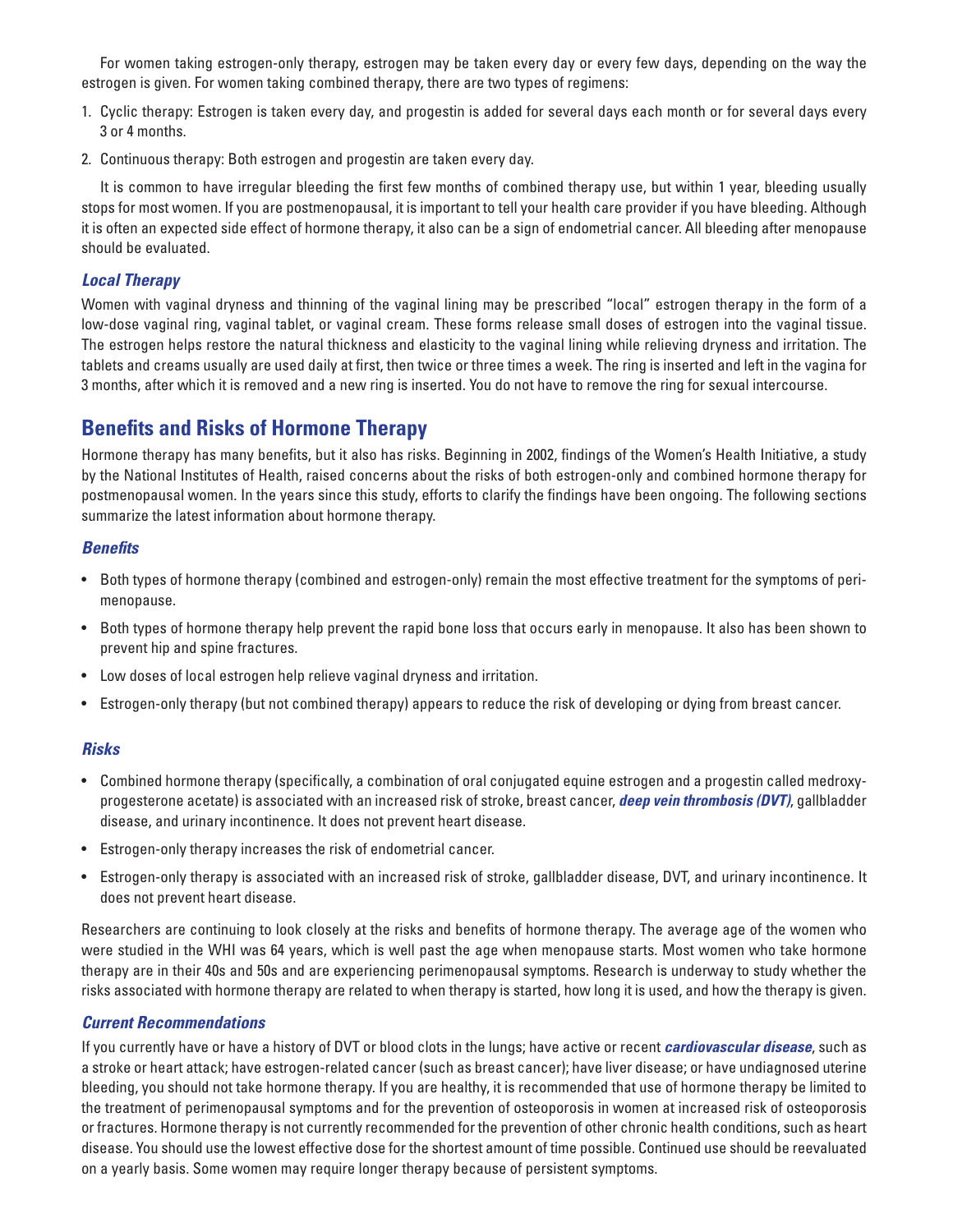For women taking estrogen-only therapy, estrogen may be taken every day or every few days, depending on the way the estrogen is given. For women taking combined therapy, there are two types of regimens:

1. Cyclic therapy: Estrogen is taken every day, and progestin is added for several days each month or for several days every 3 or 4 months.
2. Continuous therapy: Both estrogen and progestin are taken every day.

It is common to have irregular bleeding the first few months of combined therapy use, but within 1 year, bleeding usually stops for most women. If you are postmenopausal, it is important to tell your health care provider if you have bleeding. Although it is often an expected side effect of hormone therapy, it also can be a sign of endometrial cancer. All bleeding after menopause should be evaluated.

### *Local Therapy*

Women with vaginal dryness and thinning of the vaginal lining may be prescribed "local" estrogen therapy in the form of a low-dose vaginal ring, vaginal tablet, or vaginal cream. These forms release small doses of estrogen into the vaginal tissue. The estrogen helps restore the natural thickness and elasticity to the vaginal lining while relieving dryness and irritation. The tablets and creams usually are used daily at first, then twice or three times a week. The ring is inserted and left in the vagina for 3 months, after which it is removed and a new ring is inserted. You do not have to remove the ring for sexual intercourse.

## Benefits and Risks of Hormone Therapy

Hormone therapy has many benefits, but it also has risks. Beginning in 2002, findings of the Women's Health Initiative, a study by the National Institutes of Health, raised concerns about the risks of both estrogen-only and combined hormone therapy for postmenopausal women. In the years since this study, efforts to clarify the findings have been ongoing. The following sections summarize the latest information about hormone therapy.

### *Benefits*

- Both types of hormone therapy (combined and estrogen-only) remain the most effective treatment for the symptoms of perimenopause.
- Both types of hormone therapy help prevent the rapid bone loss that occurs early in menopause. It also has been shown to prevent hip and spine fractures.
- Low doses of local estrogen help relieve vaginal dryness and irritation.
- Estrogen-only therapy (but not combined therapy) appears to reduce the risk of developing or dying from breast cancer.

### *Risks*

- Combined hormone therapy (specifically, a combination of oral conjugated equine estrogen and a progestin called medroxyprogesterone acetate) is associated with an increased risk of stroke, breast cancer, ***deep vein thrombosis (DVT)***, gallbladder disease, and urinary incontinence. It does not prevent heart disease.
- Estrogen-only therapy increases the risk of endometrial cancer.
- Estrogen-only therapy is associated with an increased risk of stroke, gallbladder disease, DVT, and urinary incontinence. It does not prevent heart disease.

Researchers are continuing to look closely at the risks and benefits of hormone therapy. The average age of the women who were studied in the WHI was 64 years, which is well past the age when menopause starts. Most women who take hormone therapy are in their 40s and 50s and are experiencing perimenopausal symptoms. Research is underway to study whether the risks associated with hormone therapy are related to when therapy is started, how long it is used, and how the therapy is given.

### *Current Recommendations*

If you currently have or have a history of DVT or blood clots in the lungs; have active or recent ***cardiovascular disease***, such as a stroke or heart attack; have estrogen-related cancer (such as breast cancer); have liver disease; or have undiagnosed uterine bleeding, you should not take hormone therapy. If you are healthy, it is recommended that use of hormone therapy be limited to the treatment of perimenopausal symptoms and for the prevention of osteoporosis in women at increased risk of osteoporosis or fractures. Hormone therapy is not currently recommended for the prevention of other chronic health conditions, such as heart disease. You should use the lowest effective dose for the shortest amount of time possible. Continued use should be reevaluated on a yearly basis. Some women may require longer therapy because of persistent symptoms.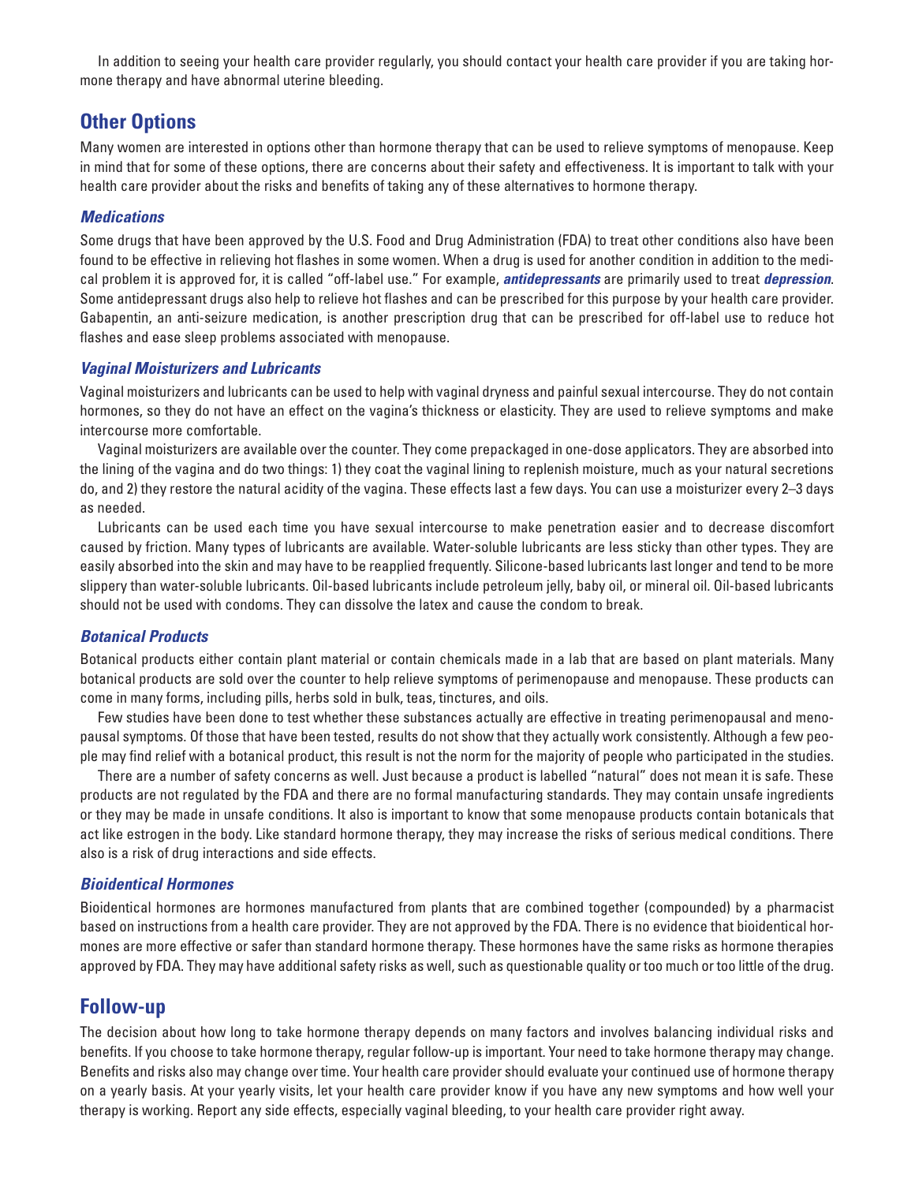In addition to seeing your health care provider regularly, you should contact your health care provider if you are taking hormone therapy and have abnormal uterine bleeding.

## Other Options

Many women are interested in options other than hormone therapy that can be used to relieve symptoms of menopause. Keep in mind that for some of these options, there are concerns about their safety and effectiveness. It is important to talk with your health care provider about the risks and benefits of taking any of these alternatives to hormone therapy.

### *Medications*

Some drugs that have been approved by the U.S. Food and Drug Administration (FDA) to treat other conditions also have been found to be effective in relieving hot flashes in some women. When a drug is used for another condition in addition to the medical problem it is approved for, it is called "off-label use." For example, ***antidepressants*** are primarily used to treat ***depression***. Some antidepressant drugs also help to relieve hot flashes and can be prescribed for this purpose by your health care provider. Gabapentin, an anti-seizure medication, is another prescription drug that can be prescribed for off-label use to reduce hot flashes and ease sleep problems associated with menopause.

### *Vaginal Moisturizers and Lubricants*

Vaginal moisturizers and lubricants can be used to help with vaginal dryness and painful sexual intercourse. They do not contain hormones, so they do not have an effect on the vagina's thickness or elasticity. They are used to relieve symptoms and make intercourse more comfortable.

Vaginal moisturizers are available over the counter. They come prepackaged in one-dose applicators. They are absorbed into the lining of the vagina and do two things: 1) they coat the vaginal lining to replenish moisture, much as your natural secretions do, and 2) they restore the natural acidity of the vagina. These effects last a few days. You can use a moisturizer every 2–3 days as needed.

Lubricants can be used each time you have sexual intercourse to make penetration easier and to decrease discomfort caused by friction. Many types of lubricants are available. Water-soluble lubricants are less sticky than other types. They are easily absorbed into the skin and may have to be reapplied frequently. Silicone-based lubricants last longer and tend to be more slippery than water-soluble lubricants. Oil-based lubricants include petroleum jelly, baby oil, or mineral oil. Oil-based lubricants should not be used with condoms. They can dissolve the latex and cause the condom to break.

### *Botanical Products*

Botanical products either contain plant material or contain chemicals made in a lab that are based on plant materials. Many botanical products are sold over the counter to help relieve symptoms of perimenopause and menopause. These products can come in many forms, including pills, herbs sold in bulk, teas, tinctures, and oils.

Few studies have been done to test whether these substances actually are effective in treating perimenopausal and menopausal symptoms. Of those that have been tested, results do not show that they actually work consistently. Although a few people may find relief with a botanical product, this result is not the norm for the majority of people who participated in the studies.

There are a number of safety concerns as well. Just because a product is labelled "natural" does not mean it is safe. These products are not regulated by the FDA and there are no formal manufacturing standards. They may contain unsafe ingredients or they may be made in unsafe conditions. It also is important to know that some menopause products contain botanicals that act like estrogen in the body. Like standard hormone therapy, they may increase the risks of serious medical conditions. There also is a risk of drug interactions and side effects.

### *Bioidentical Hormones*

Bioidentical hormones are hormones manufactured from plants that are combined together (compounded) by a pharmacist based on instructions from a health care provider. They are not approved by the FDA. There is no evidence that bioidentical hormones are more effective or safer than standard hormone therapy. These hormones have the same risks as hormone therapies approved by FDA. They may have additional safety risks as well, such as questionable quality or too much or too little of the drug.

## Follow-up

The decision about how long to take hormone therapy depends on many factors and involves balancing individual risks and benefits. If you choose to take hormone therapy, regular follow-up is important. Your need to take hormone therapy may change. Benefits and risks also may change over time. Your health care provider should evaluate your continued use of hormone therapy on a yearly basis. At your yearly visits, let your health care provider know if you have any new symptoms and how well your therapy is working. Report any side effects, especially vaginal bleeding, to your health care provider right away.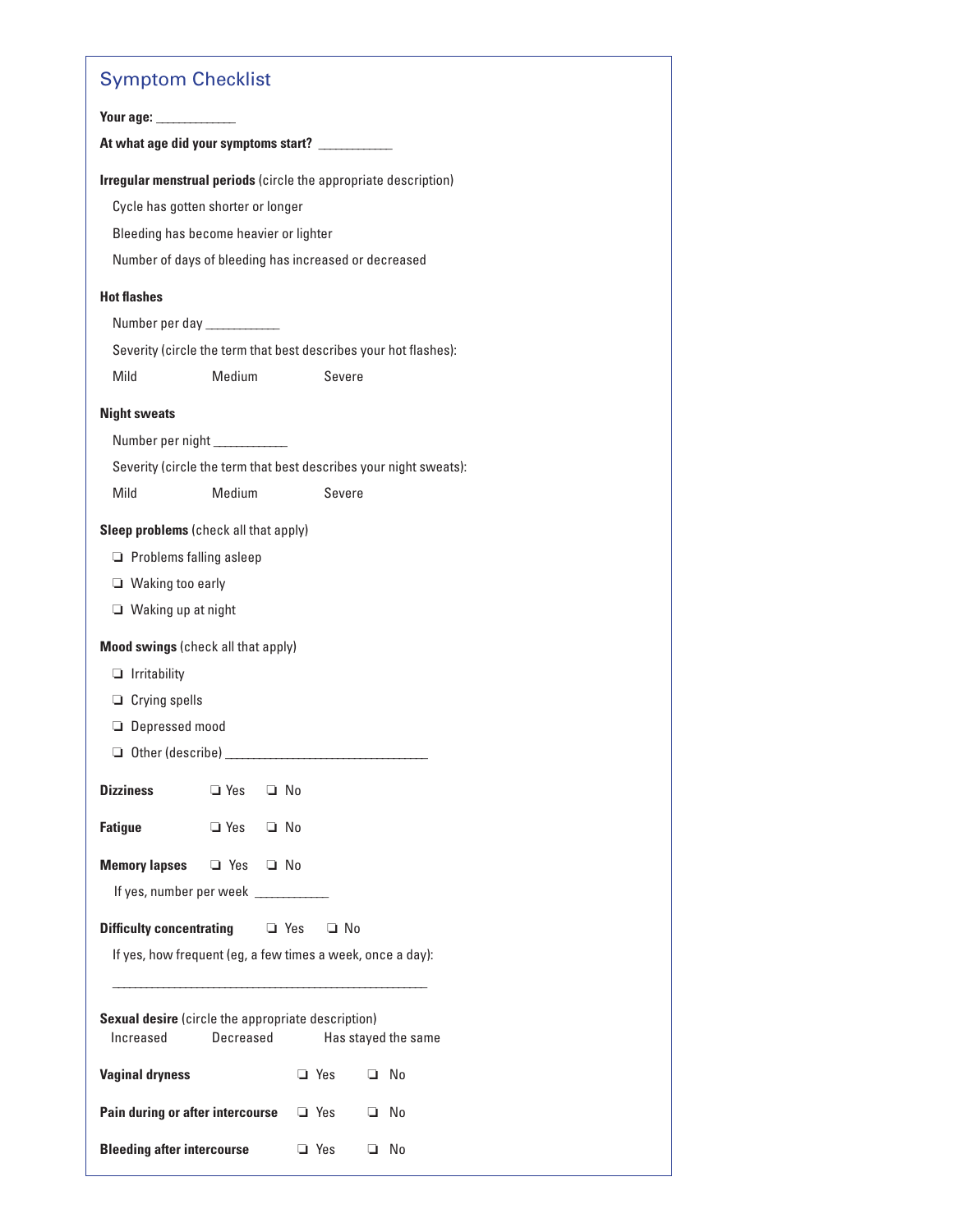## Symptom Checklist

**Your age:** ____________

**At what age did your symptoms start?** ___________

**Irregular menstrual periods** (circle the appropriate description)

Cycle has gotten shorter or longer

Bleeding has become heavier or lighter

Number of days of bleeding has increased or decreased

**Hot flashes**

Number per day ___________

Severity (circle the term that best describes your hot flashes):

Mild Medium Severe

**Night sweats**

Number per night ___________

Severity (circle the term that best describes your night sweats):

Mild Medium Severe

**Sleep problems** (check all that apply)

- ❏ Problems falling asleep
- ❏ Waking too early
- ❏ Waking up at night

**Mood swings** (check all that apply)

- ❏ Irritability
- ❏ Crying spells
- ❏ Depressed mood
- ❏ Other (describe) _______________________________

**Dizziness** ❏ Yes ❏ No

**Fatigue** ❏ Yes ❏ No

**Memory lapses** ❏ Yes ❏ No

If yes, number per week ___________

**Difficulty concentrating** ❏ Yes ❏ No

If yes, how frequent (eg, a few times a week, once a day):

________________________________________________

**Sexual desire** (circle the appropriate description)

Increased Decreased Has stayed the same

**Vaginal dryness** ❏ Yes ❏ No

**Pain during or after intercourse** ❏ Yes ❏ No

**Bleeding after intercourse** ❏ Yes ❏ No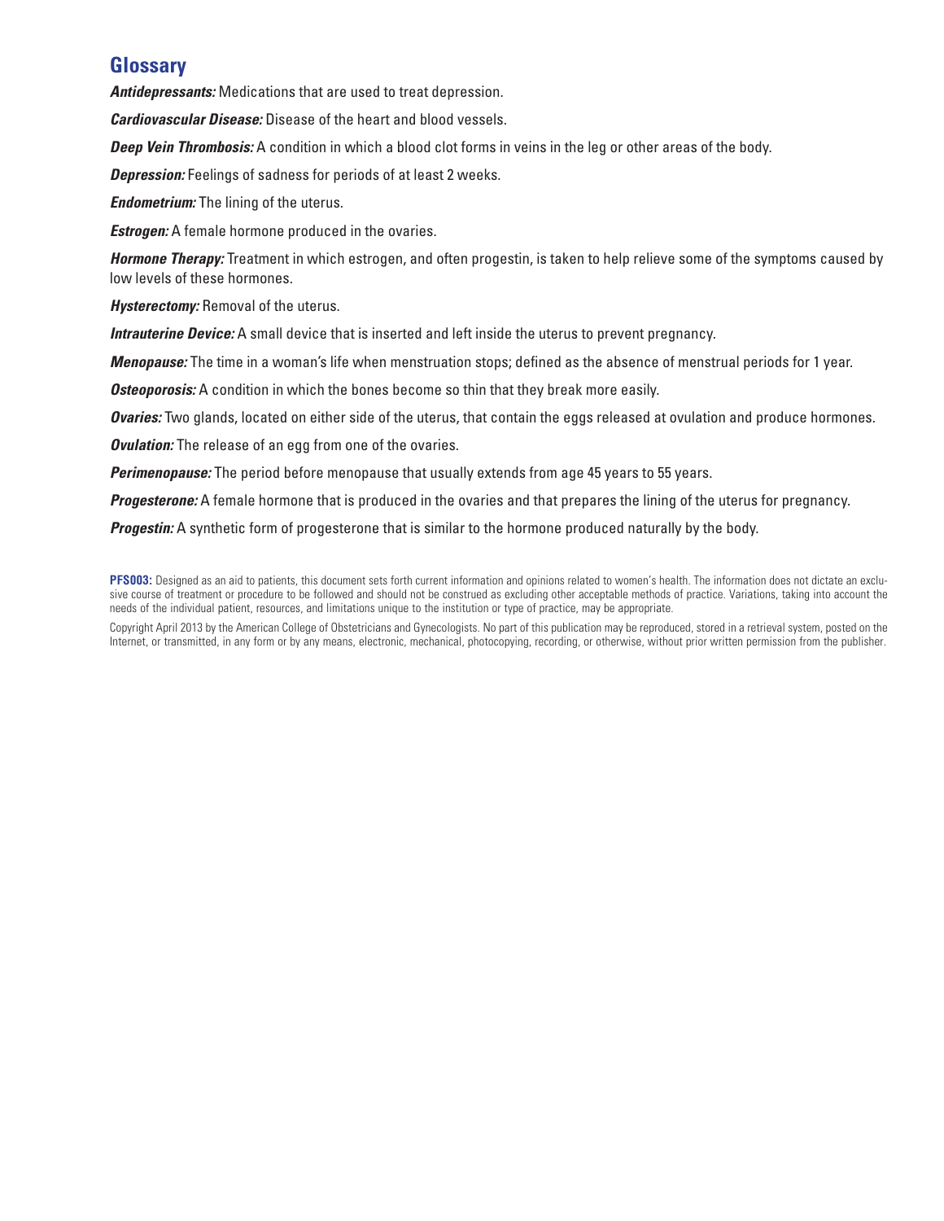## Glossary

***Antidepressants:*** Medications that are used to treat depression.

***Cardiovascular Disease:*** Disease of the heart and blood vessels.

***Deep Vein Thrombosis:*** A condition in which a blood clot forms in veins in the leg or other areas of the body.

***Depression:*** Feelings of sadness for periods of at least 2 weeks.

***Endometrium:*** The lining of the uterus.

***Estrogen:*** A female hormone produced in the ovaries.

***Hormone Therapy:*** Treatment in which estrogen, and often progestin, is taken to help relieve some of the symptoms caused by low levels of these hormones.

***Hysterectomy:*** Removal of the uterus.

***Intrauterine Device:*** A small device that is inserted and left inside the uterus to prevent pregnancy.

***Menopause:*** The time in a woman's life when menstruation stops; defined as the absence of menstrual periods for 1 year.

***Osteoporosis:*** A condition in which the bones become so thin that they break more easily.

***Ovaries:*** Two glands, located on either side of the uterus, that contain the eggs released at ovulation and produce hormones.

***Ovulation:*** The release of an egg from one of the ovaries.

***Perimenopause:*** The period before menopause that usually extends from age 45 years to 55 years.

***Progesterone:*** A female hormone that is produced in the ovaries and that prepares the lining of the uterus for pregnancy.

***Progestin:*** A synthetic form of progesterone that is similar to the hormone produced naturally by the body.

**PFS003:** Designed as an aid to patients, this document sets forth current information and opinions related to women's health. The information does not dictate an exclusive course of treatment or procedure to be followed and should not be construed as excluding other acceptable methods of practice. Variations, taking into account the needs of the individual patient, resources, and limitations unique to the institution or type of practice, may be appropriate.

Copyright April 2013 by the American College of Obstetricians and Gynecologists. No part of this publication may be reproduced, stored in a retrieval system, posted on the Internet, or transmitted, in any form or by any means, electronic, mechanical, photocopying, recording, or otherwise, without prior written permission from the publisher.